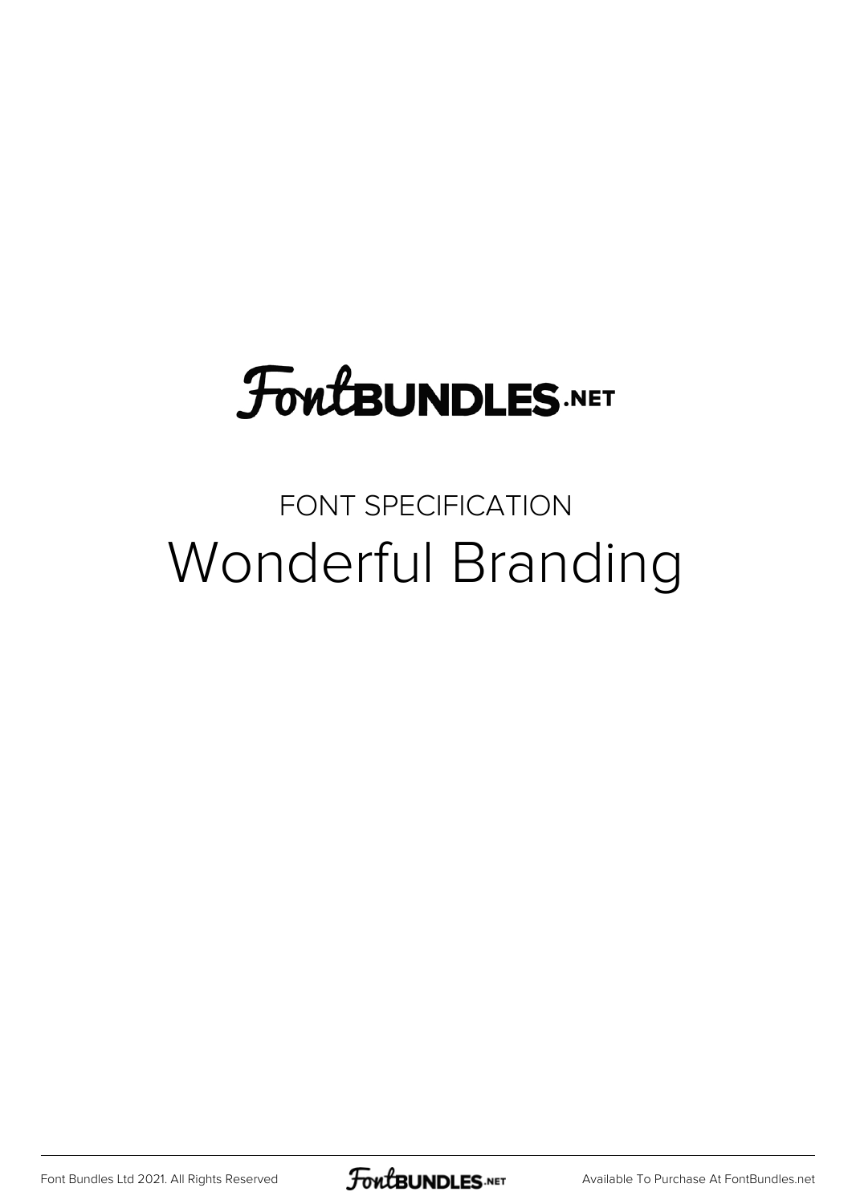FontBUNDLES.NET

FONT SPECIFICATION

# Wonderful Branding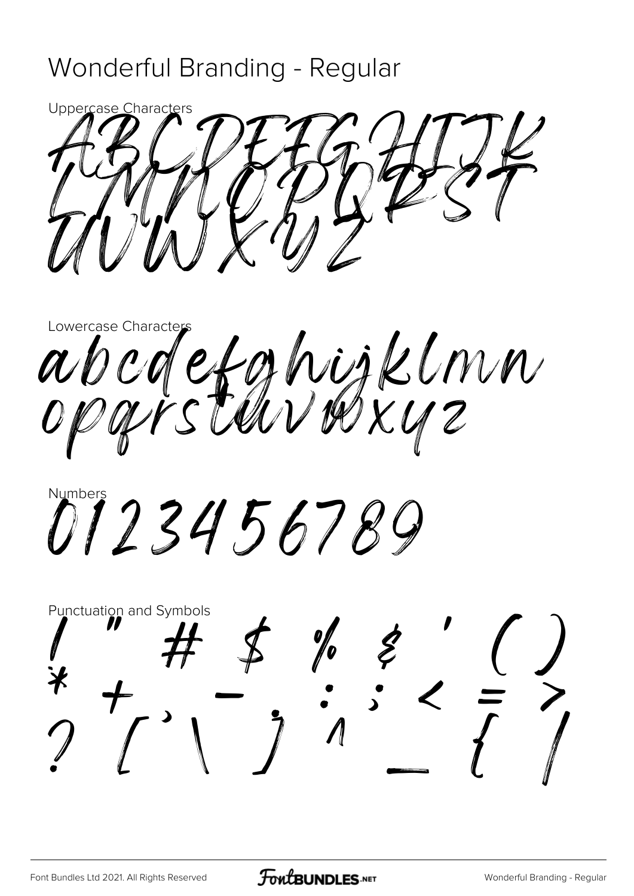# Wonderful Branding - Regular

Uppercase Characters

ABCDEFGHIJK
LMNOPQRST
UVWXYZ

Lowercase Characters

abcdefghijklmn
opqrstuvwxyz

Numbers

0123456789

Punctuation and Symbols

! " # $ % & ' ( )
* + - . : ; < = >
? [ ` \ ] ^ _ { |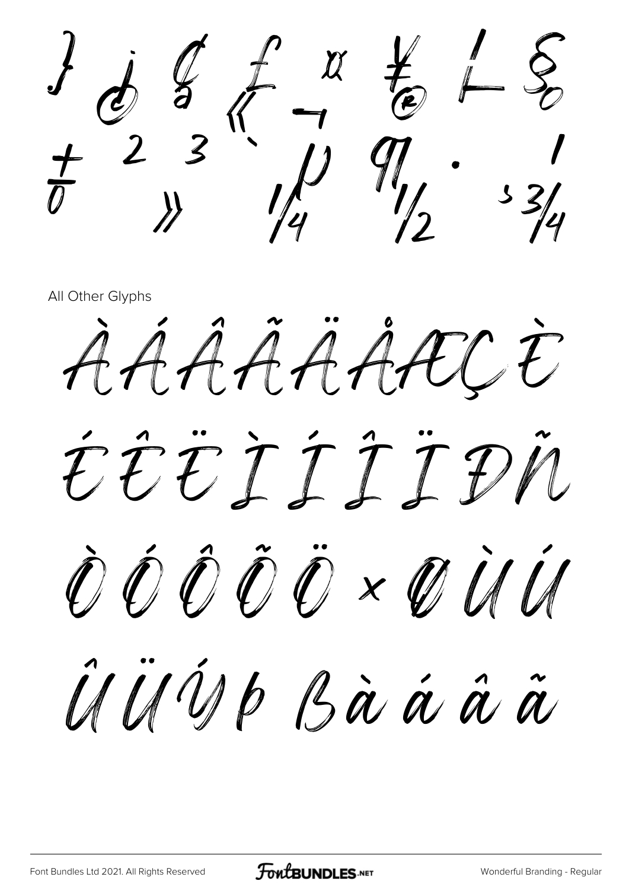} ¡ ¢ £ ¤ ¥ ¦ §

± ² ³ » ¼ ½ · ¹ ¾

All Other Glyphs

À Á Â Ã Ä Å Æ Ç È

É Ê Ë Ì Í Î Ï Ð Ñ

Ò Ó Ô Õ Ö × Ø Ù Ú

Û Ü Ý Þ ß à á â ã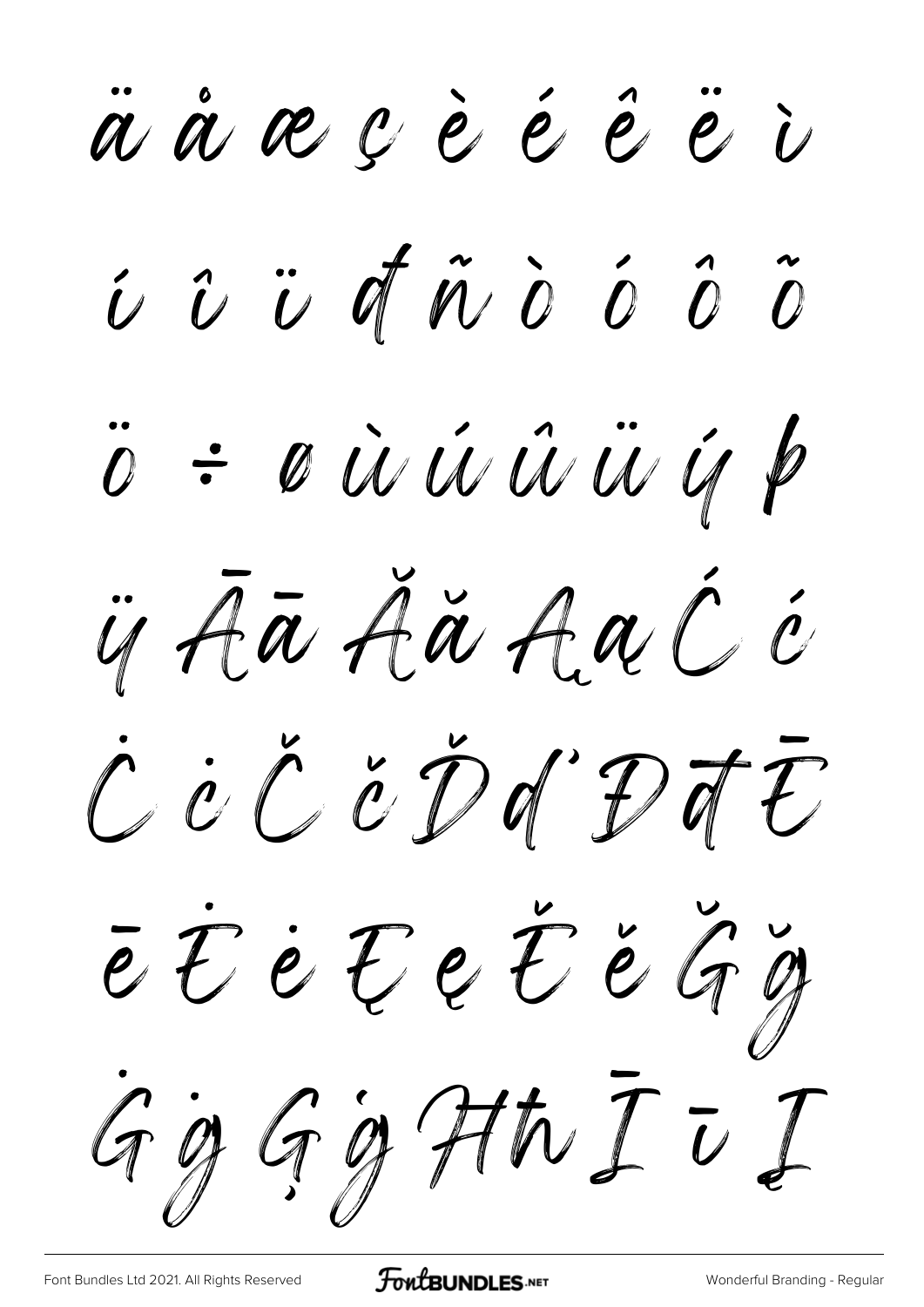ä å æ ç è é ê ë ì

í î ï đ ñ ò ó ô õ

ö ÷ ø ù ú û ü ý þ

ÿ Ā ā Ă ă Ą ą Ć ć

Ċ ċ Č č Ď ď Đ đ Ē

ē Ė ė Ę ę Ě ě Ğ ğ

Ġ ġ Ģ ģ Ħ ħ Ī ī Į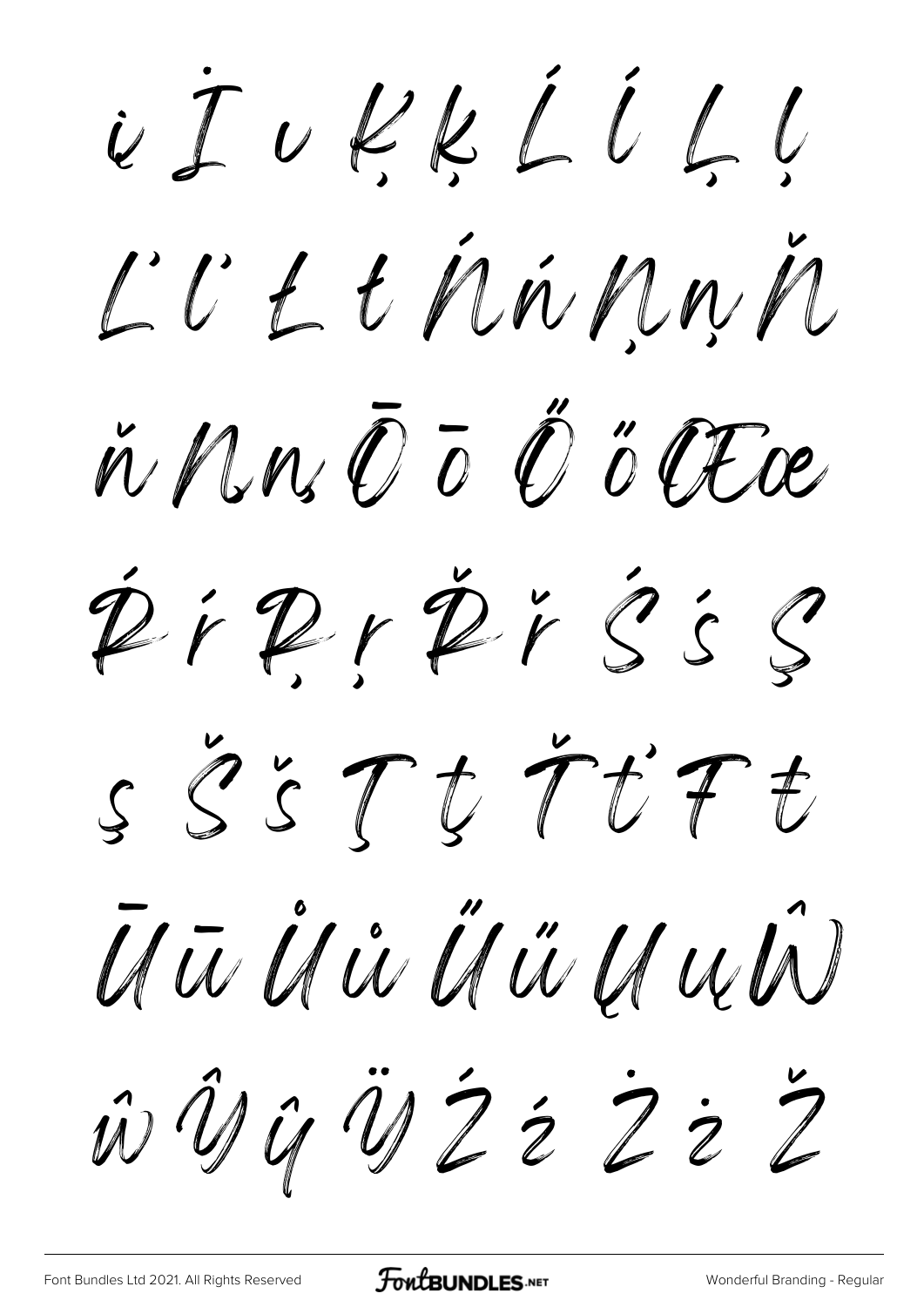į İ ı Ķ ķ Ĺ ĺ Ļ ļ

Ľ ľ Ł ł Ń ń Ņ ņ Ň

ň Ŋ ŋ Ō ō Ő ő Œ œ

Ŕ ŕ Ŗ ŗ Ř ř Ś ś Ş

ş Š š Ţ ţ Ť ť Ŧ ŧ

Ū ū Ů ů Ű ű Ų ų Ŵ

ŵ Ŷ ŷ Ÿ Ź ź Ż ż Ž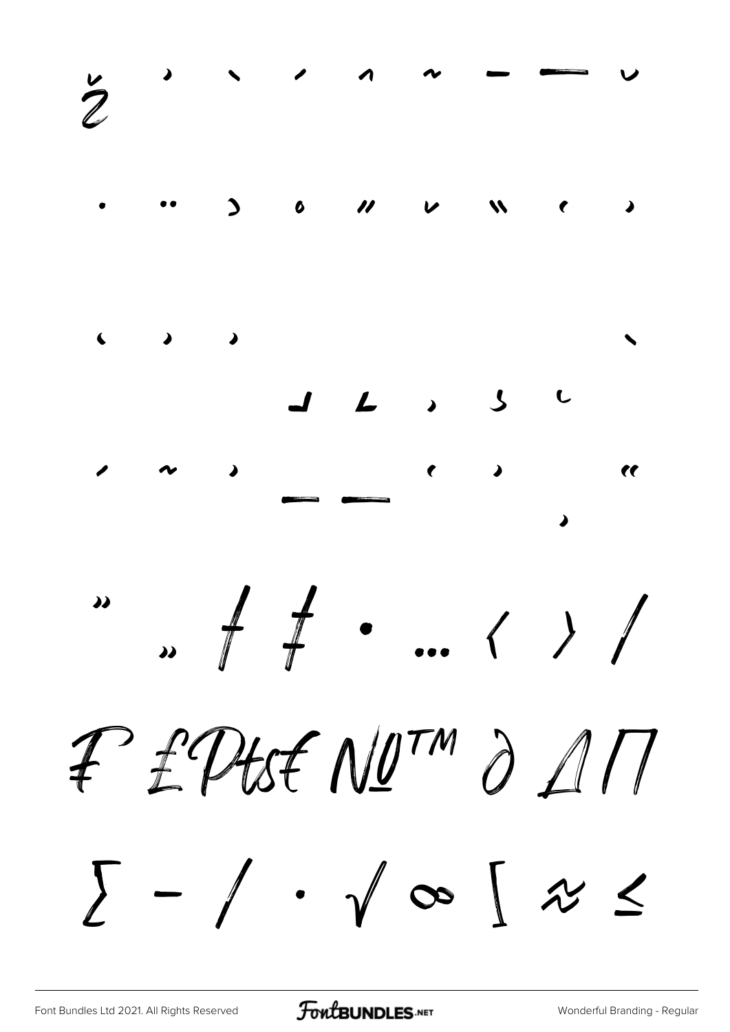ž ˛ ` ´ ˆ ˜ – — ˘

˙ ¨ ˛ ˚ ″ ˇ ̏ ‘ ’

‘ ’ ’ `

˩ ˪ ˏ ʒ ˓

´ ˜ ’ _ __ ‘ ’ ‚ “

” „ † ‡ • … ‹ › ⁄

₣ ₤ ₧ ₶ € № ™ ∂ ∆ ∏

∑ − ∕ ∙ √ ∞ ∫ ≈ ≤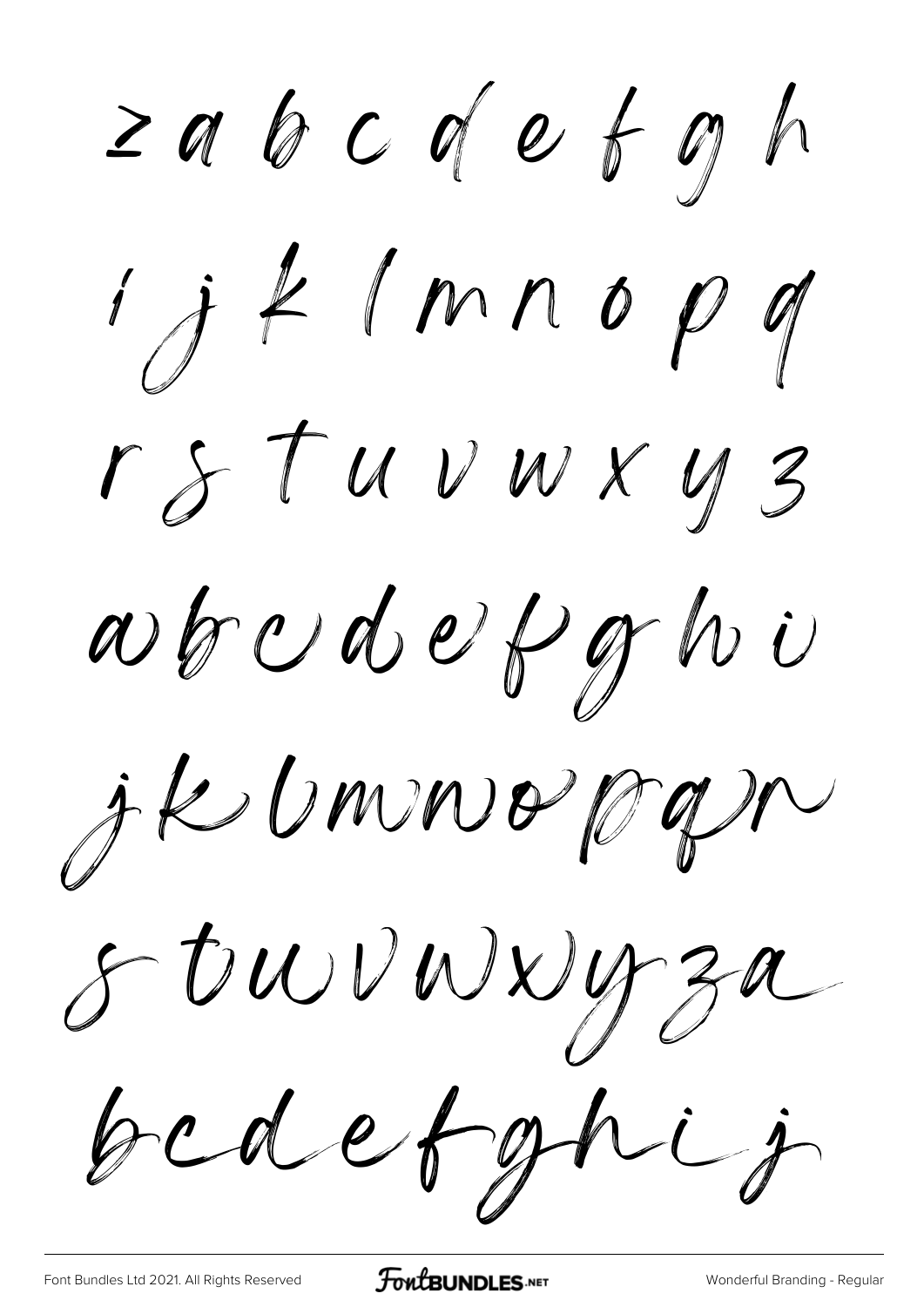z a b c d e f g h

i j k l m n o p q

r s t u v w x y z

a b c d e f g h i

j k l m n o p q r

s t u v w x y z a

b c d e f g h i j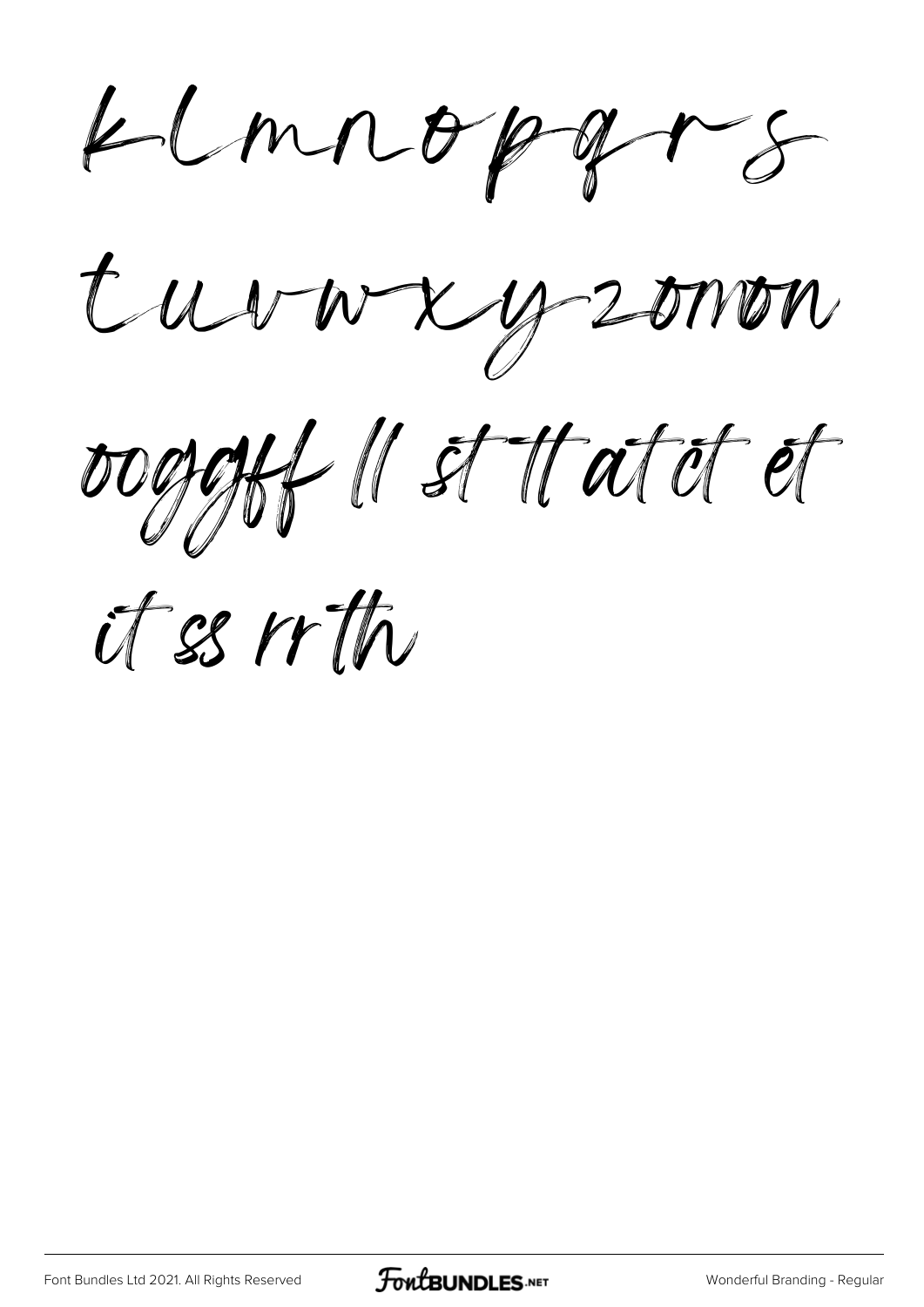k l m n o p q r s

t u v w x y z om on

oo gg ff ll st tt at ct et

it ss rr th